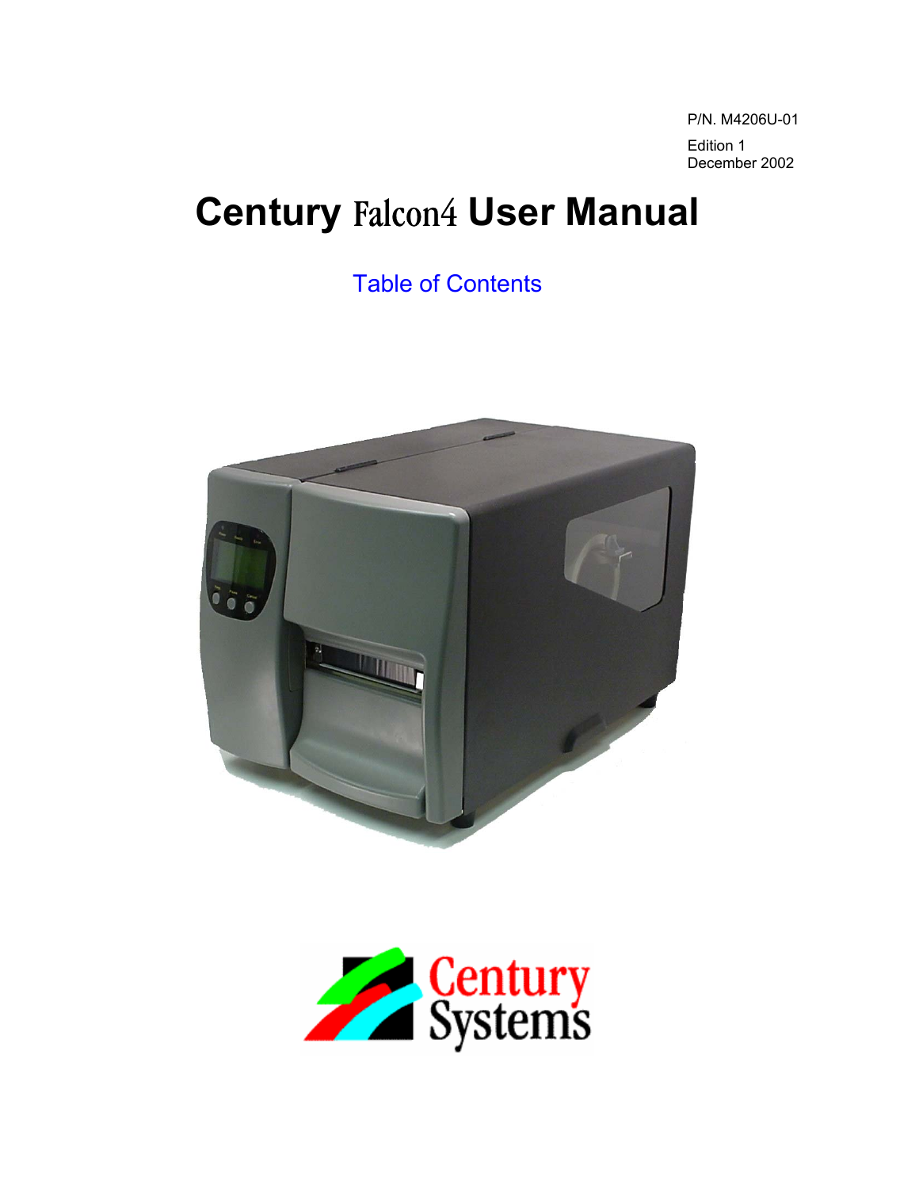P/N. M4206U-01

Edition 1
December 2002

# Century Falcon4 User Manual

Table of Contents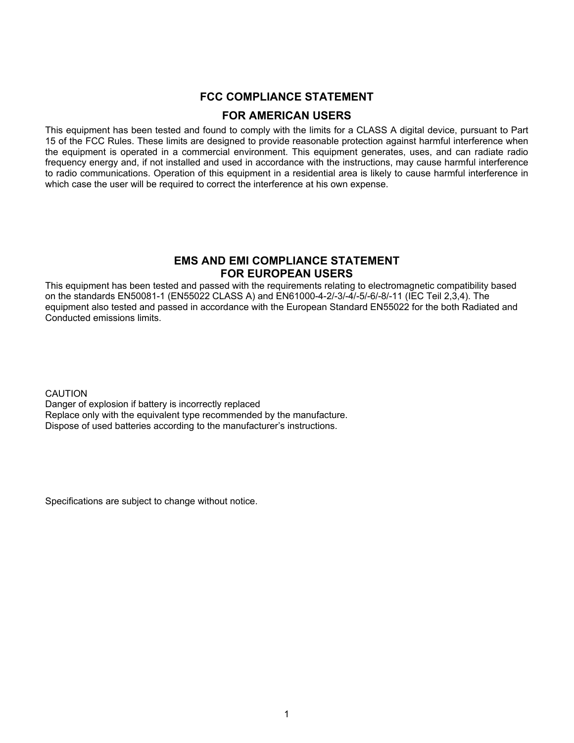## FCC COMPLIANCE STATEMENT

## FOR AMERICAN USERS

This equipment has been tested and found to comply with the limits for a CLASS A digital device, pursuant to Part 15 of the FCC Rules. These limits are designed to provide reasonable protection against harmful interference when the equipment is operated in a commercial environment. This equipment generates, uses, and can radiate radio frequency energy and, if not installed and used in accordance with the instructions, may cause harmful interference to radio communications. Operation of this equipment in a residential area is likely to cause harmful interference in which case the user will be required to correct the interference at his own expense.

## EMS AND EMI COMPLIANCE STATEMENT
## FOR EUROPEAN USERS

This equipment has been tested and passed with the requirements relating to electromagnetic compatibility based on the standards EN50081-1 (EN55022 CLASS A) and EN61000-4-2/-3/-4/-5/-6/-8/-11 (IEC Teil 2,3,4). The equipment also tested and passed in accordance with the European Standard EN55022 for the both Radiated and Conducted emissions limits.

CAUTION
Danger of explosion if battery is incorrectly replaced
Replace only with the equivalent type recommended by the manufacture.
Dispose of used batteries according to the manufacturer's instructions.

Specifications are subject to change without notice.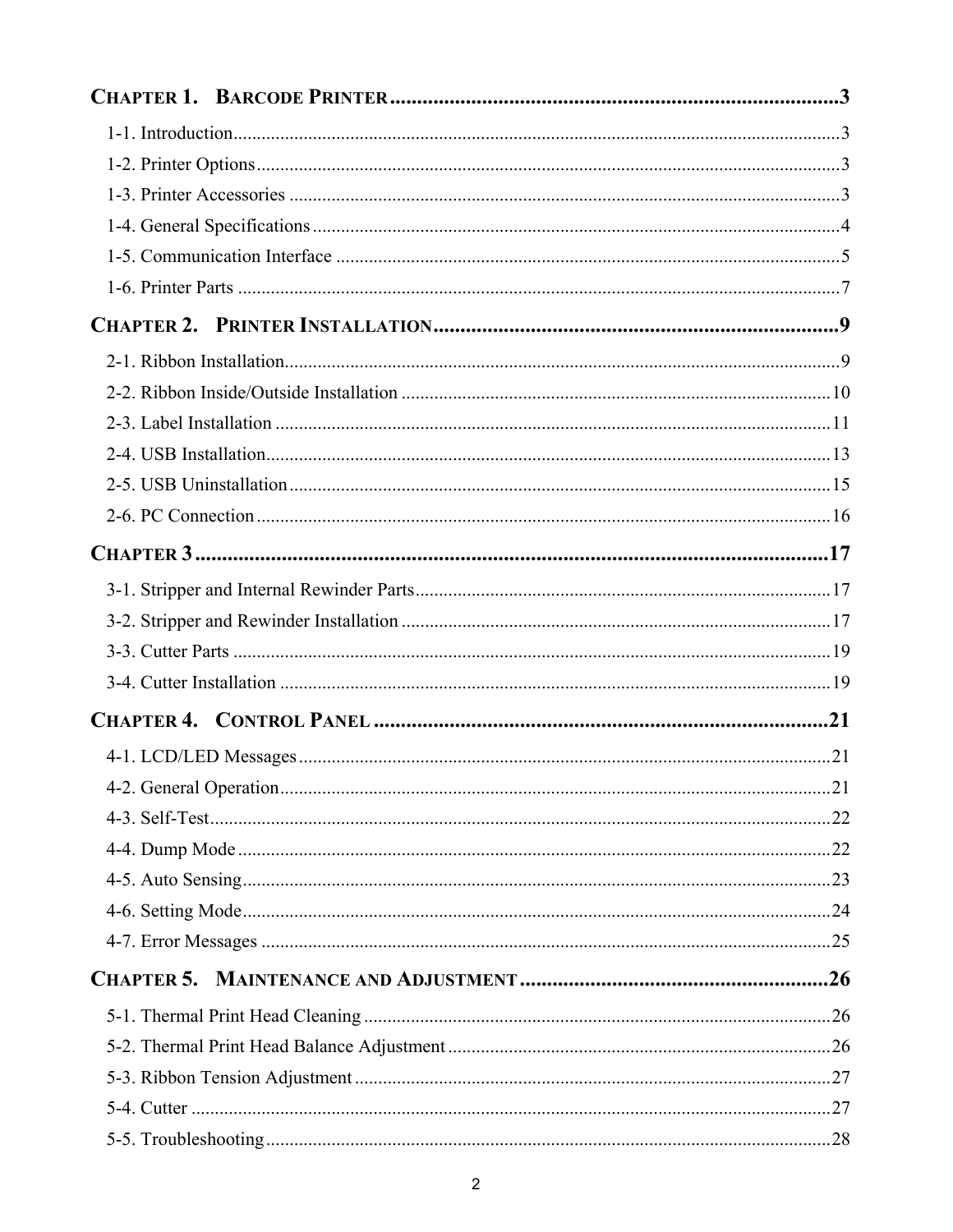**CHAPTER 1. BARCODE PRINTER** .......... 3

- 1-1. Introduction .......... 3
- 1-2. Printer Options .......... 3
- 1-3. Printer Accessories .......... 3
- 1-4. General Specifications .......... 4
- 1-5. Communication Interface .......... 5
- 1-6. Printer Parts .......... 7

**CHAPTER 2. PRINTER INSTALLATION** .......... 9

- 2-1. Ribbon Installation .......... 9
- 2-2. Ribbon Inside/Outside Installation .......... 10
- 2-3. Label Installation .......... 11
- 2-4. USB Installation .......... 13
- 2-5. USB Uninstallation .......... 15
- 2-6. PC Connection .......... 16

**CHAPTER 3** .......... 17

- 3-1. Stripper and Internal Rewinder Parts .......... 17
- 3-2. Stripper and Rewinder Installation .......... 17
- 3-3. Cutter Parts .......... 19
- 3-4. Cutter Installation .......... 19

**CHAPTER 4. CONTROL PANEL** .......... 21

- 4-1. LCD/LED Messages .......... 21
- 4-2. General Operation .......... 21
- 4-3. Self-Test .......... 22
- 4-4. Dump Mode .......... 22
- 4-5. Auto Sensing .......... 23
- 4-6. Setting Mode .......... 24
- 4-7. Error Messages .......... 25

**CHAPTER 5. MAINTENANCE AND ADJUSTMENT** .......... 26

- 5-1. Thermal Print Head Cleaning .......... 26
- 5-2. Thermal Print Head Balance Adjustment .......... 26
- 5-3. Ribbon Tension Adjustment .......... 27
- 5-4. Cutter .......... 27
- 5-5. Troubleshooting .......... 28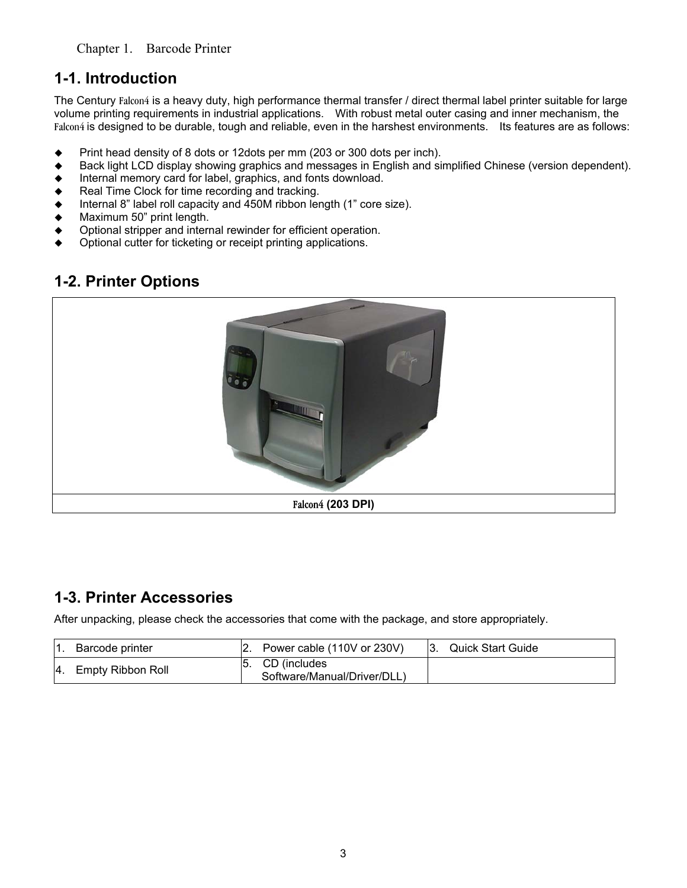Chapter 1. Barcode Printer

## 1-1. Introduction

The Century Falcon4 is a heavy duty, high performance thermal transfer / direct thermal label printer suitable for large volume printing requirements in industrial applications. With robust metal outer casing and inner mechanism, the Falcon4 is designed to be durable, tough and reliable, even in the harshest environments. Its features are as follows:

- Print head density of 8 dots or 12dots per mm (203 or 300 dots per inch).
- Back light LCD display showing graphics and messages in English and simplified Chinese (version dependent).
- Internal memory card for label, graphics, and fonts download.
- Real Time Clock for time recording and tracking.
- Internal 8" label roll capacity and 450M ribbon length (1" core size).
- Maximum 50" print length.
- Optional stripper and internal rewinder for efficient operation.
- Optional cutter for ticketing or receipt printing applications.

## 1-2. Printer Options

**Falcon4 (203 DPI)**

## 1-3. Printer Accessories

After unpacking, please check the accessories that come with the package, and store appropriately.

| | | |
|---|---|---|
| 1. Barcode printer | 2. Power cable (110V or 230V) | 3. Quick Start Guide |
| 4. Empty Ribbon Roll | 5. CD (includes Software/Manual/Driver/DLL) | |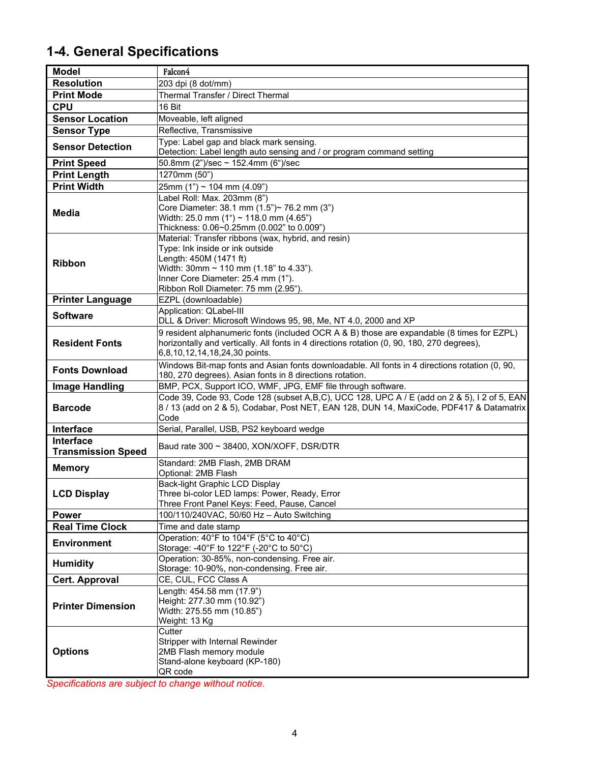## 1-4. General Specifications

| Model | Falcon4 |
|---|---|
| Resolution | 203 dpi (8 dot/mm) |
| Print Mode | Thermal Transfer / Direct Thermal |
| CPU | 16 Bit |
| Sensor Location | Moveable, left aligned |
| Sensor Type | Reflective, Transmissive |
| Sensor Detection | Type: Label gap and black mark sensing.<br>Detection: Label length auto sensing and / or program command setting |
| Print Speed | 50.8mm (2")/sec ~ 152.4mm (6")/sec |
| Print Length | 1270mm (50") |
| Print Width | 25mm (1") ~ 104 mm (4.09") |
| Media | Label Roll: Max. 203mm (8")<br>Core Diameter: 38.1 mm (1.5")~ 76.2 mm (3")<br>Width: 25.0 mm (1") ~ 118.0 mm (4.65")<br>Thickness: 0.06~0.25mm (0.002" to 0.009") |
| Ribbon | Material: Transfer ribbons (wax, hybrid, and resin)<br>Type: Ink inside or ink outside<br>Length: 450M (1471 ft)<br>Width: 30mm ~ 110 mm (1.18" to 4.33").<br>Inner Core Diameter: 25.4 mm (1").<br>Ribbon Roll Diameter: 75 mm (2.95"). |
| Printer Language | EZPL (downloadable) |
| Software | Application: QLabel-III<br>DLL & Driver: Microsoft Windows 95, 98, Me, NT 4.0, 2000 and XP |
| Resident Fonts | 9 resident alphanumeric fonts (included OCR A & B) those are expandable (8 times for EZPL) horizontally and vertically. All fonts in 4 directions rotation (0, 90, 180, 270 degrees), 6,8,10,12,14,18,24,30 points. |
| Fonts Download | Windows Bit-map fonts and Asian fonts downloadable. All fonts in 4 directions rotation (0, 90, 180, 270 degrees). Asian fonts in 8 directions rotation. |
| Image Handling | BMP, PCX, Support ICO, WMF, JPG, EMF file through software. |
| Barcode | Code 39, Code 93, Code 128 (subset A,B,C), UCC 128, UPC A / E (add on 2 & 5), I 2 of 5, EAN 8 / 13 (add on 2 & 5), Codabar, Post NET, EAN 128, DUN 14, MaxiCode, PDF417 & Datamatrix Code |
| Interface | Serial, Parallel, USB, PS2 keyboard wedge |
| Interface Transmission Speed | Baud rate 300 ~ 38400, XON/XOFF, DSR/DTR |
| Memory | Standard: 2MB Flash, 2MB DRAM<br>Optional: 2MB Flash |
| LCD Display | Back-light Graphic LCD Display<br>Three bi-color LED lamps: Power, Ready, Error<br>Three Front Panel Keys: Feed, Pause, Cancel |
| Power | 100/110/240VAC, 50/60 Hz – Auto Switching |
| Real Time Clock | Time and date stamp |
| Environment | Operation: 40°F to 104°F (5°C to 40°C)<br>Storage: -40°F to 122°F (-20°C to 50°C) |
| Humidity | Operation: 30-85%, non-condensing. Free air.<br>Storage: 10-90%, non-condensing. Free air. |
| Cert. Approval | CE, CUL, FCC Class A |
| Printer Dimension | Length: 454.58 mm (17.9")<br>Height: 277.30 mm (10.92")<br>Width: 275.55 mm (10.85")<br>Weight: 13 Kg |
| Options | Cutter<br>Stripper with Internal Rewinder<br>2MB Flash memory module<br>Stand-alone keyboard (KP-180)<br>QR code |

*Specifications are subject to change without notice.*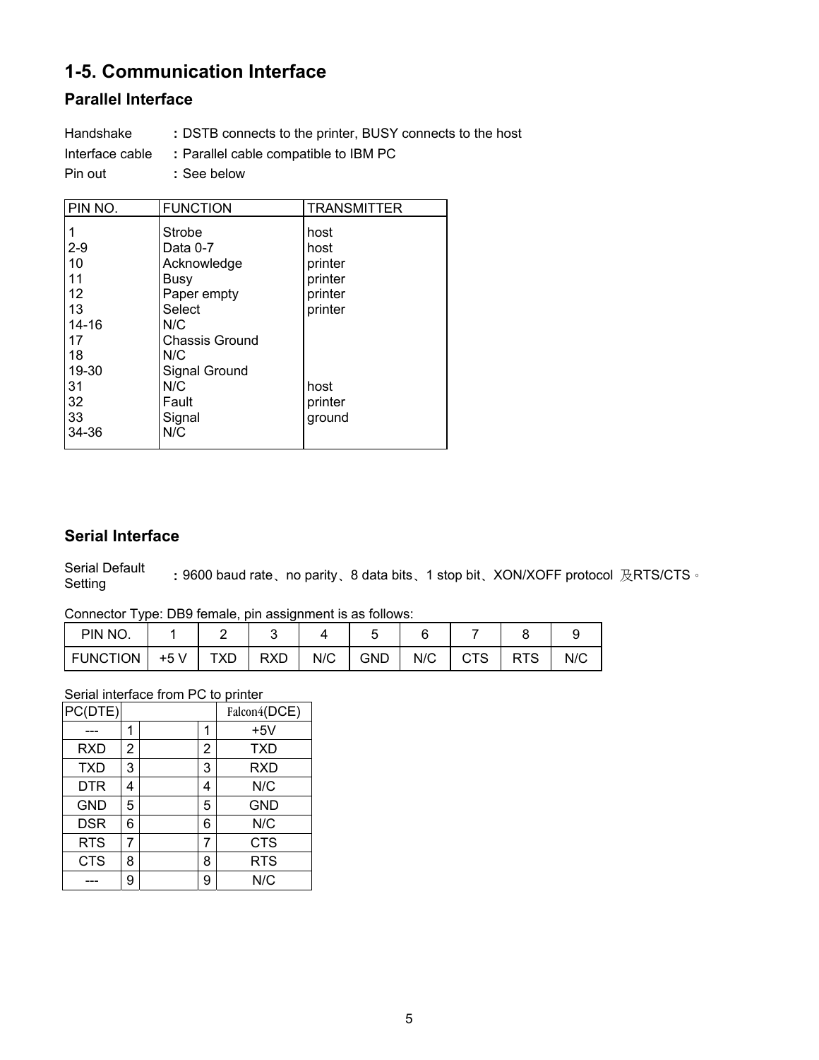## 1-5. Communication Interface

### Parallel Interface

Handshake **:** DSTB connects to the printer, BUSY connects to the host

Interface cable **:** Parallel cable compatible to IBM PC

Pin out **:** See below

| PIN NO. | FUNCTION | TRANSMITTER |
|---|---|---|
| 1 | Strobe | host |
| 2-9 | Data 0-7 | host |
| 10 | Acknowledge | printer |
| 11 | Busy | printer |
| 12 | Paper empty | printer |
| 13 | Select | printer |
| 14-16 | N/C | |
| 17 | Chassis Ground | |
| 18 | N/C | |
| 19-30 | Signal Ground | |
| 31 | N/C | host |
| 32 | Fault | printer |
| 33 | Signal | ground |
| 34-36 | N/C | |

### Serial Interface

Serial Default Setting **:** 9600 baud rate、no parity、8 data bits、1 stop bit、XON/XOFF protocol 及RTS/CTS。

Connector Type: DB9 female, pin assignment is as follows:

| PIN NO. | 1 | 2 | 3 | 4 | 5 | 6 | 7 | 8 | 9 |
|---|---|---|---|---|---|---|---|---|---|
| FUNCTION | +5 V | TXD | RXD | N/C | GND | N/C | CTS | RTS | N/C |

Serial interface from PC to printer

| PC(DTE) | | | | Falcon4(DCE) |
|---|---|---|---|---|
| --- | 1 | | 1 | +5V |
| RXD | 2 | | 2 | TXD |
| TXD | 3 | | 3 | RXD |
| DTR | 4 | | 4 | N/C |
| GND | 5 | | 5 | GND |
| DSR | 6 | | 6 | N/C |
| RTS | 7 | | 7 | CTS |
| CTS | 8 | | 8 | RTS |
| --- | 9 | | 9 | N/C |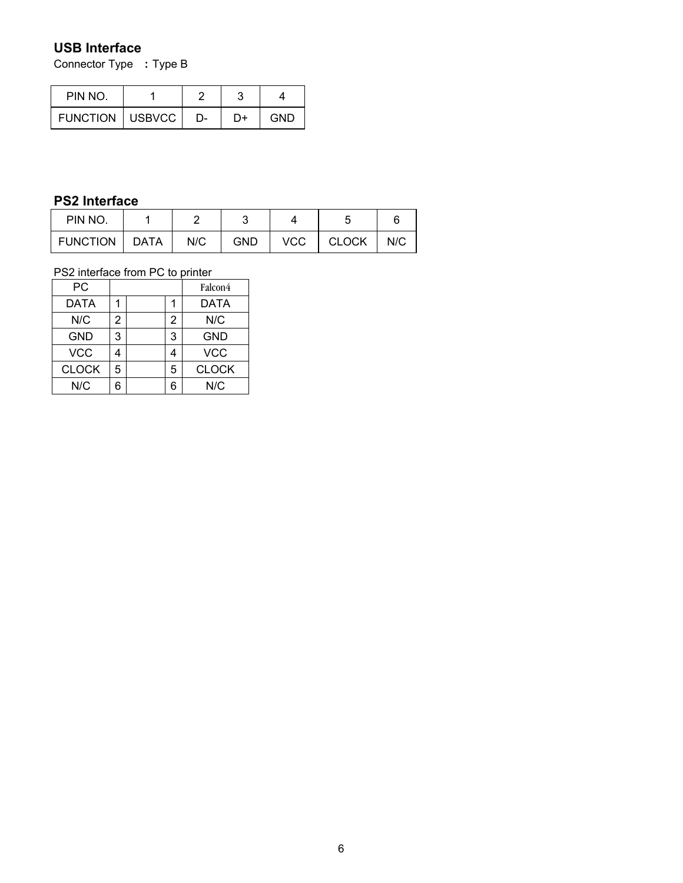## USB Interface

Connector Type **:** Type B

| PIN NO. | 1 | 2 | 3 | 4 |
|---|---|---|---|---|
| FUNCTION | USBVCC | D- | D+ | GND |

## PS2 Interface

| PIN NO. | 1 | 2 | 3 | 4 | 5 | 6 |
|---|---|---|---|---|---|---|
| FUNCTION | DATA | N/C | GND | VCC | CLOCK | N/C |

PS2 interface from PC to printer

| PC | | | | Falcon4 |
|---|---|---|---|---|
| DATA | 1 | | 1 | DATA |
| N/C | 2 | | 2 | N/C |
| GND | 3 | | 3 | GND |
| VCC | 4 | | 4 | VCC |
| CLOCK | 5 | | 5 | CLOCK |
| N/C | 6 | | 6 | N/C |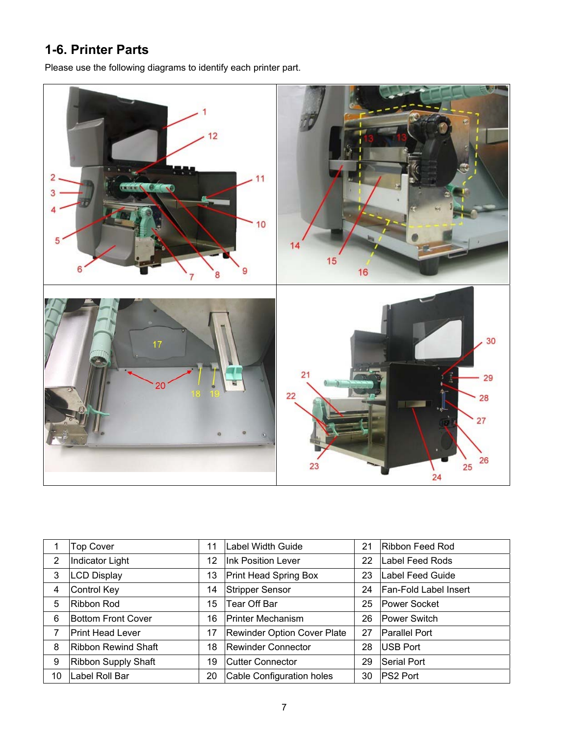## 1-6. Printer Parts

Please use the following diagrams to identify each printer part.

| | | | | | |
|---|---|---|---|---|---|
| 1 | Top Cover | 11 | Label Width Guide | 21 | Ribbon Feed Rod |
| 2 | Indicator Light | 12 | Ink Position Lever | 22 | Label Feed Rods |
| 3 | LCD Display | 13 | Print Head Spring Box | 23 | Label Feed Guide |
| 4 | Control Key | 14 | Stripper Sensor | 24 | Fan-Fold Label Insert |
| 5 | Ribbon Rod | 15 | Tear Off Bar | 25 | Power Socket |
| 6 | Bottom Front Cover | 16 | Printer Mechanism | 26 | Power Switch |
| 7 | Print Head Lever | 17 | Rewinder Option Cover Plate | 27 | Parallel Port |
| 8 | Ribbon Rewind Shaft | 18 | Rewinder Connector | 28 | USB Port |
| 9 | Ribbon Supply Shaft | 19 | Cutter Connector | 29 | Serial Port |
| 10 | Label Roll Bar | 20 | Cable Configuration holes | 30 | PS2 Port |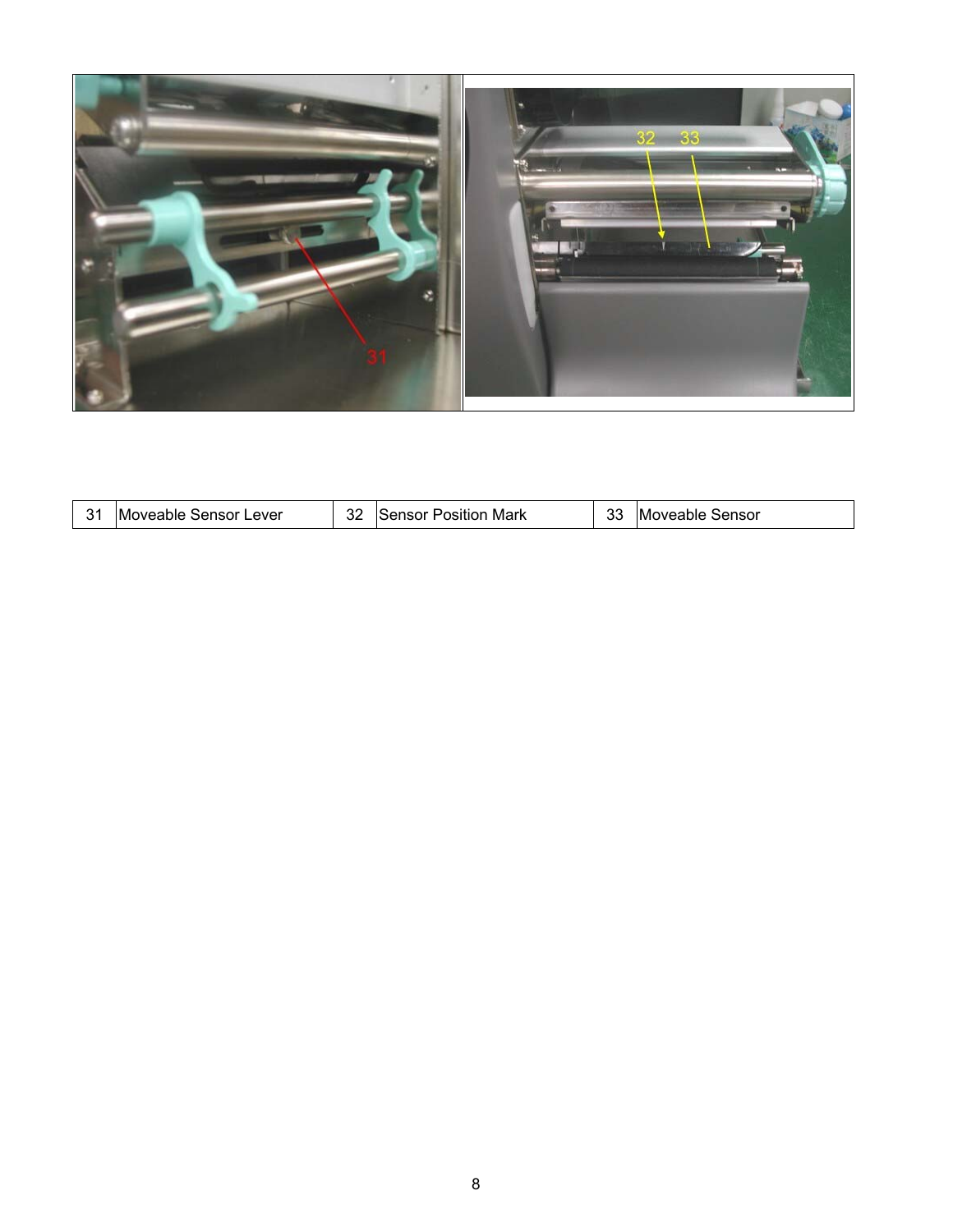| 31 | Moveable Sensor Lever | 32 | Sensor Position Mark | 33 | Moveable Sensor |
|---|---|---|---|---|---|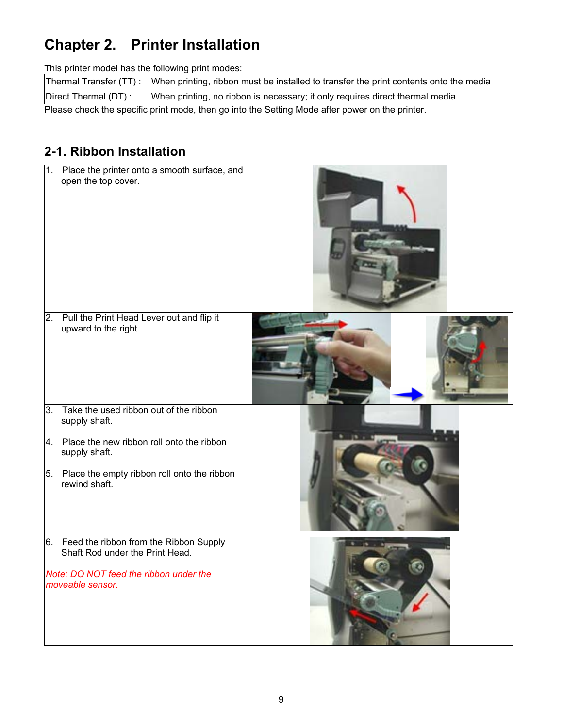# Chapter 2. Printer Installation

This printer model has the following print modes:

| Thermal Transfer (TT) : | When printing, ribbon must be installed to transfer the print contents onto the media |
|---|---|
| Direct Thermal (DT) : | When printing, no ribbon is necessary; it only requires direct thermal media. |

Please check the specific print mode, then go into the Setting Mode after power on the printer.

## 2-1. Ribbon Installation

| Step | |
|---|---|
| 1. Place the printer onto a smooth surface, and open the top cover. | |
| 2. Pull the Print Head Lever out and flip it upward to the right. | |
| 3. Take the used ribbon out of the ribbon supply shaft.<br><br>4. Place the new ribbon roll onto the ribbon supply shaft.<br><br>5. Place the empty ribbon roll onto the ribbon rewind shaft. | |
| 6. Feed the ribbon from the Ribbon Supply Shaft Rod under the Print Head.<br><br>*Note: DO NOT feed the ribbon under the moveable sensor.* | |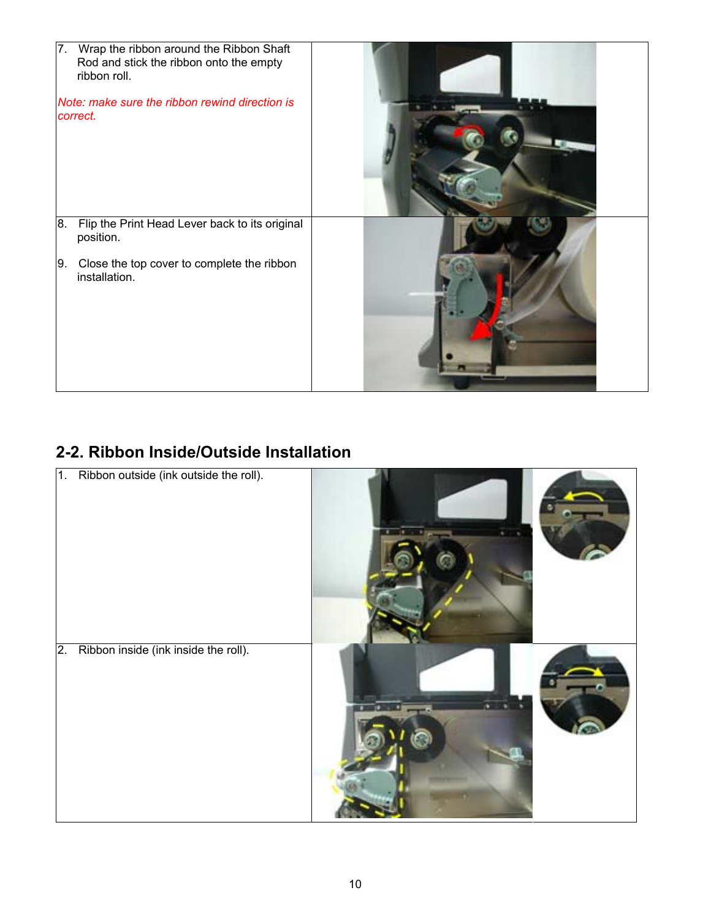| | |
|---|---|
| 7. Wrap the ribbon around the Ribbon Shaft Rod and stick the ribbon onto the empty ribbon roll.<br><br>*Note: make sure the ribbon rewind direction is correct.* | |
| 8. Flip the Print Head Lever back to its original position.<br><br>9. Close the top cover to complete the ribbon installation. | |

## 2-2. Ribbon Inside/Outside Installation

| | | |
|---|---|---|
| 1. Ribbon outside (ink outside the roll). | | |
| 2. Ribbon inside (ink inside the roll). | | |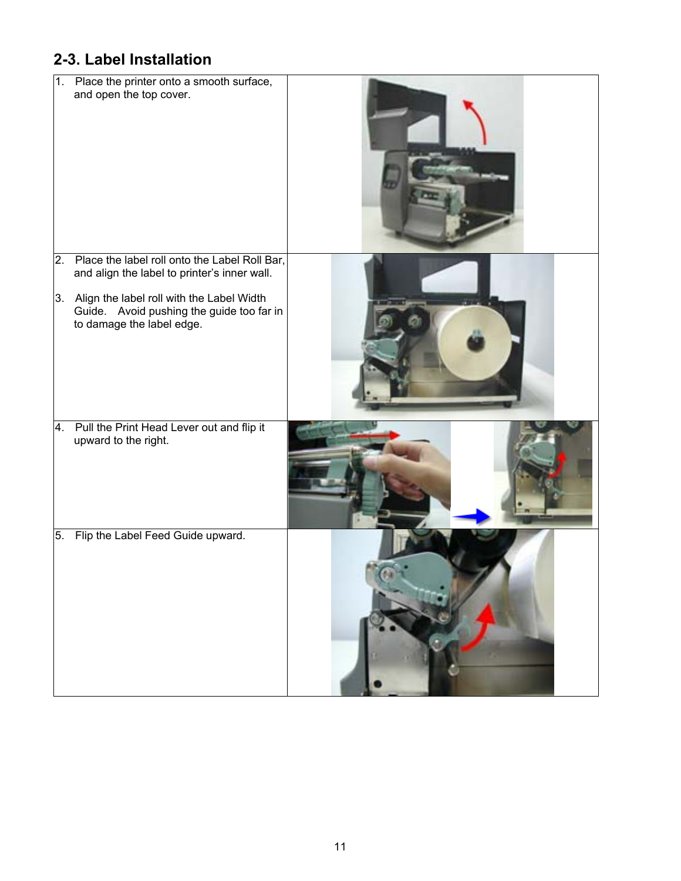## 2-3. Label Installation

| | |
|---|---|
| 1. Place the printer onto a smooth surface, and open the top cover. | |
| 2. Place the label roll onto the Label Roll Bar, and align the label to printer's inner wall.<br><br>3. Align the label roll with the Label Width Guide. Avoid pushing the guide too far in to damage the label edge. | |
| 4. Pull the Print Head Lever out and flip it upward to the right. | |
| 5. Flip the Label Feed Guide upward. | |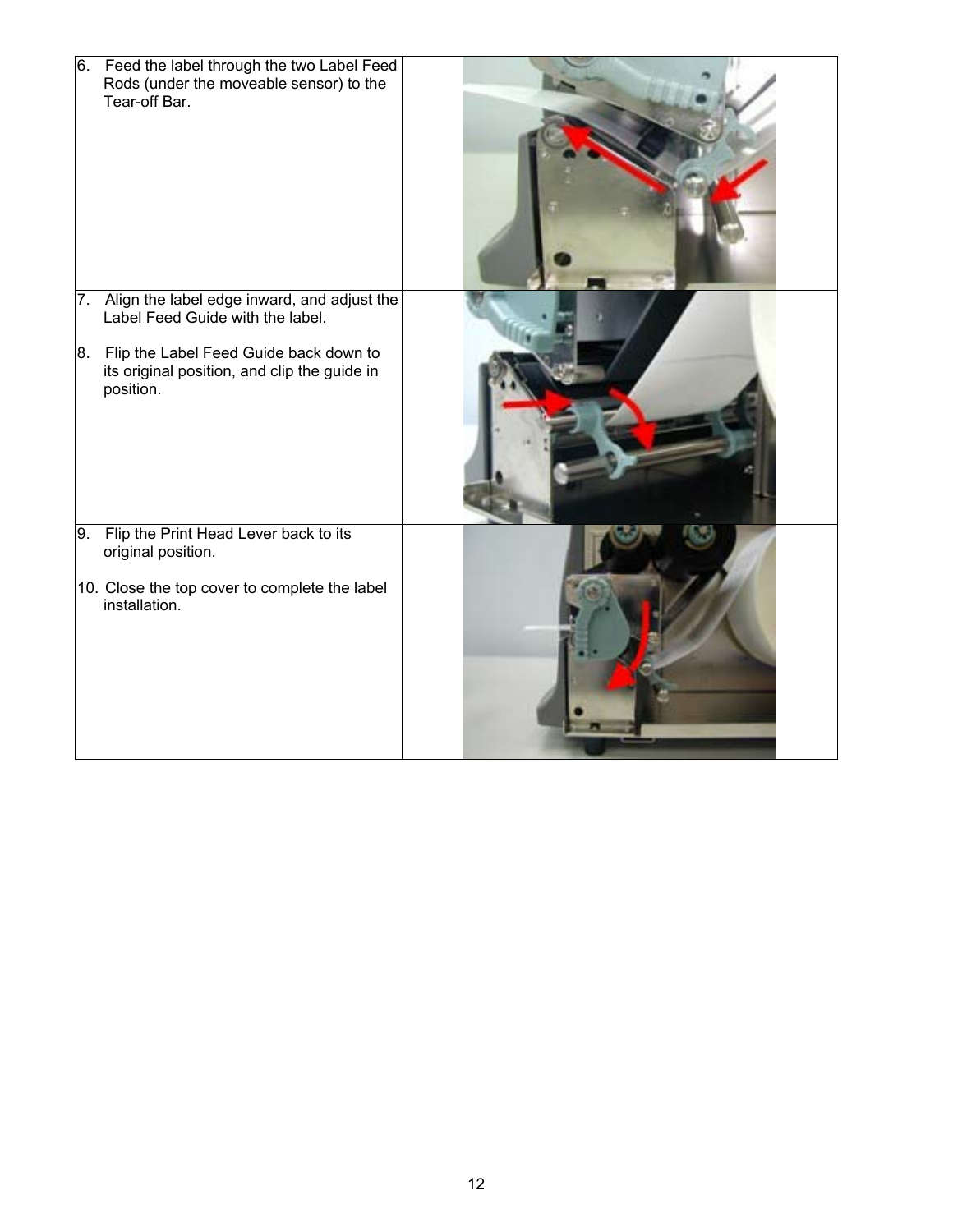| | |
|---|---|
| 6. Feed the label through the two Label Feed Rods (under the moveable sensor) to the Tear-off Bar. | |
| 7. Align the label edge inward, and adjust the Label Feed Guide with the label.<br><br>8. Flip the Label Feed Guide back down to its original position, and clip the guide in position. | |
| 9. Flip the Print Head Lever back to its original position.<br><br>10. Close the top cover to complete the label installation. | |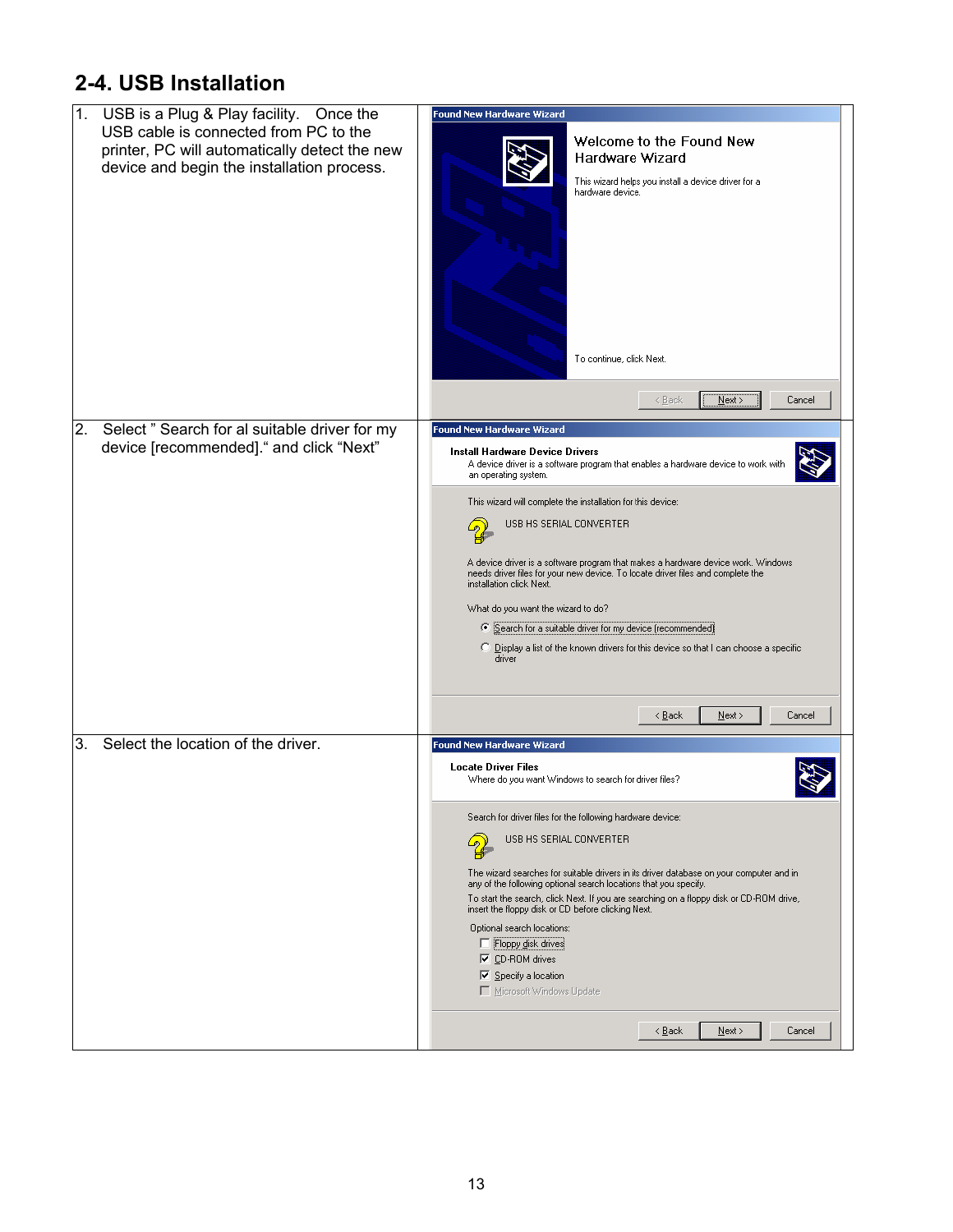## 2-4. USB Installation

| | |
|---|---|
| 1. USB is a Plug & Play facility. Once the USB cable is connected from PC to the printer, PC will automatically detect the new device and begin the installation process. | Found New Hardware Wizard<br>Welcome to the Found New Hardware Wizard<br>This wizard helps you install a device driver for a hardware device.<br>To continue, click Next.<br>< Back Next > Cancel |
| 2. Select " Search for al suitable driver for my device [recommended]." and click "Next" | Found New Hardware Wizard<br>Install Hardware Device Drivers<br>A device driver is a software program that enables a hardware device to work with an operating system.<br>This wizard will complete the installation for this device:<br>USB HS SERIAL CONVERTER<br>A device driver is a software program that makes a hardware device work. Windows needs driver files for your new device. To locate driver files and complete the installation click Next.<br>What do you want the wizard to do?<br>(•) Search for a suitable driver for my device [recommended]<br>( ) Display a list of the known drivers for this device so that I can choose a specific driver<br>< Back Next > Cancel |
| 3. Select the location of the driver. | Found New Hardware Wizard<br>Locate Driver Files<br>Where do you want Windows to search for driver files?<br>Search for driver files for the following hardware device:<br>USB HS SERIAL CONVERTER<br>The wizard searches for suitable drivers in its driver database on your computer and in any of the following optional search locations that you specify.<br>To start the search, click Next. If you are searching on a floppy disk or CD-ROM drive, insert the floppy disk or CD before clicking Next.<br>Optional search locations:<br>☐ Floppy disk drives<br>☑ CD-ROM drives<br>☑ Specify a location<br>☐ Microsoft Windows Update<br>< Back Next > Cancel |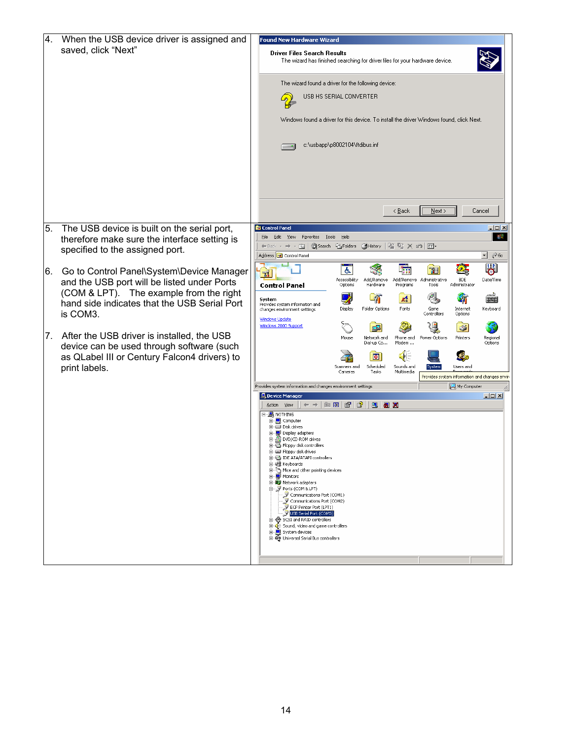| | |
|---|---|
| 4. When the USB device driver is assigned and saved, click "Next" | |
| 5. The USB device is built on the serial port, therefore make sure the interface setting is specified to the assigned port.<br><br>6. Go to Control Panel\System\Device Manager and the USB port will be listed under Ports (COM & LPT). The example from the right hand side indicates that the USB Serial Port is COM3.<br><br>7. After the USB driver is installed, the USB device can be used through software (such as QLabel III or Century Falcon4 drivers) to print labels. | |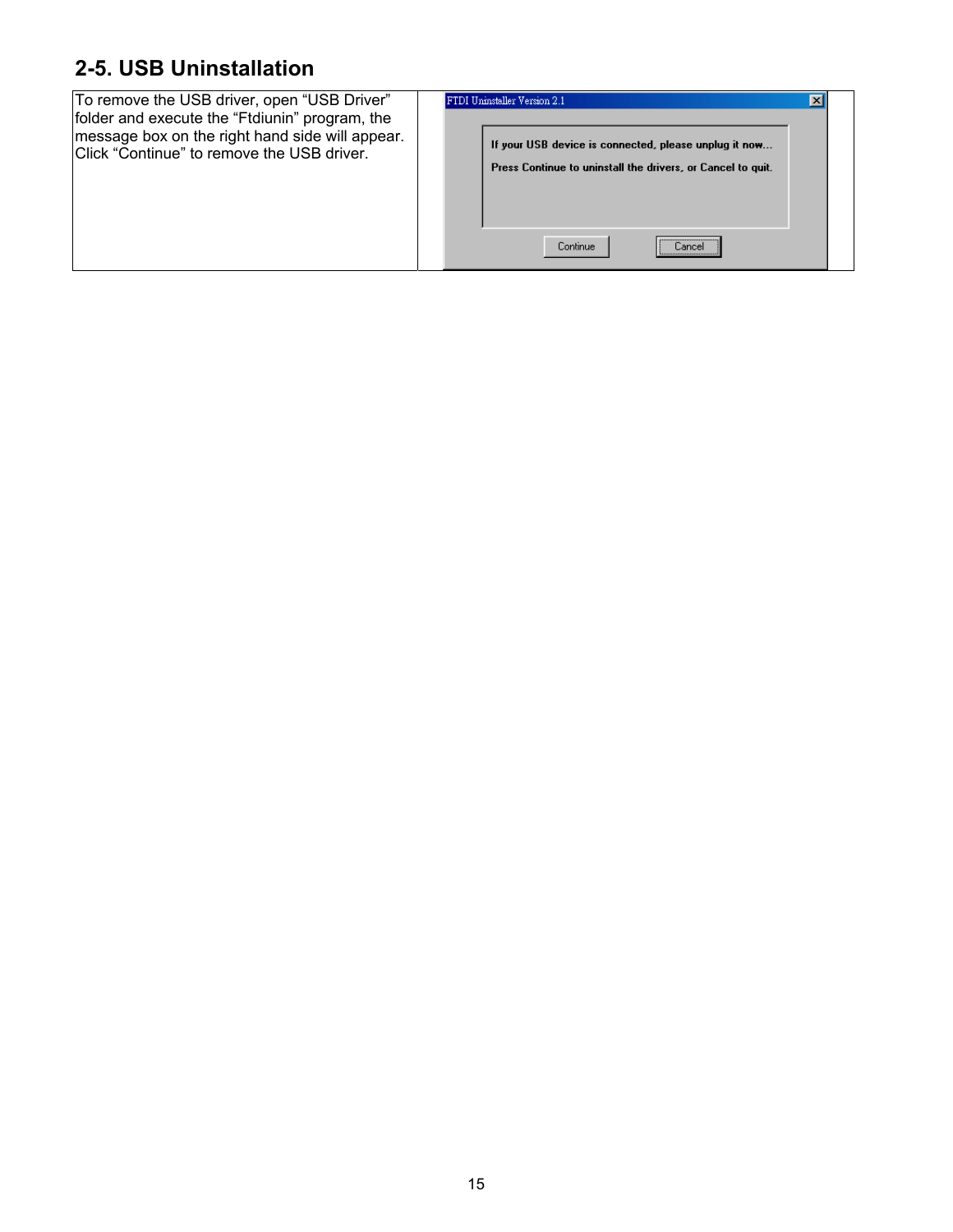## 2-5. USB Uninstallation

To remove the USB driver, open “USB Driver” folder and execute the “Ftdiunin” program, the message box on the right hand side will appear. Click “Continue” to remove the USB driver.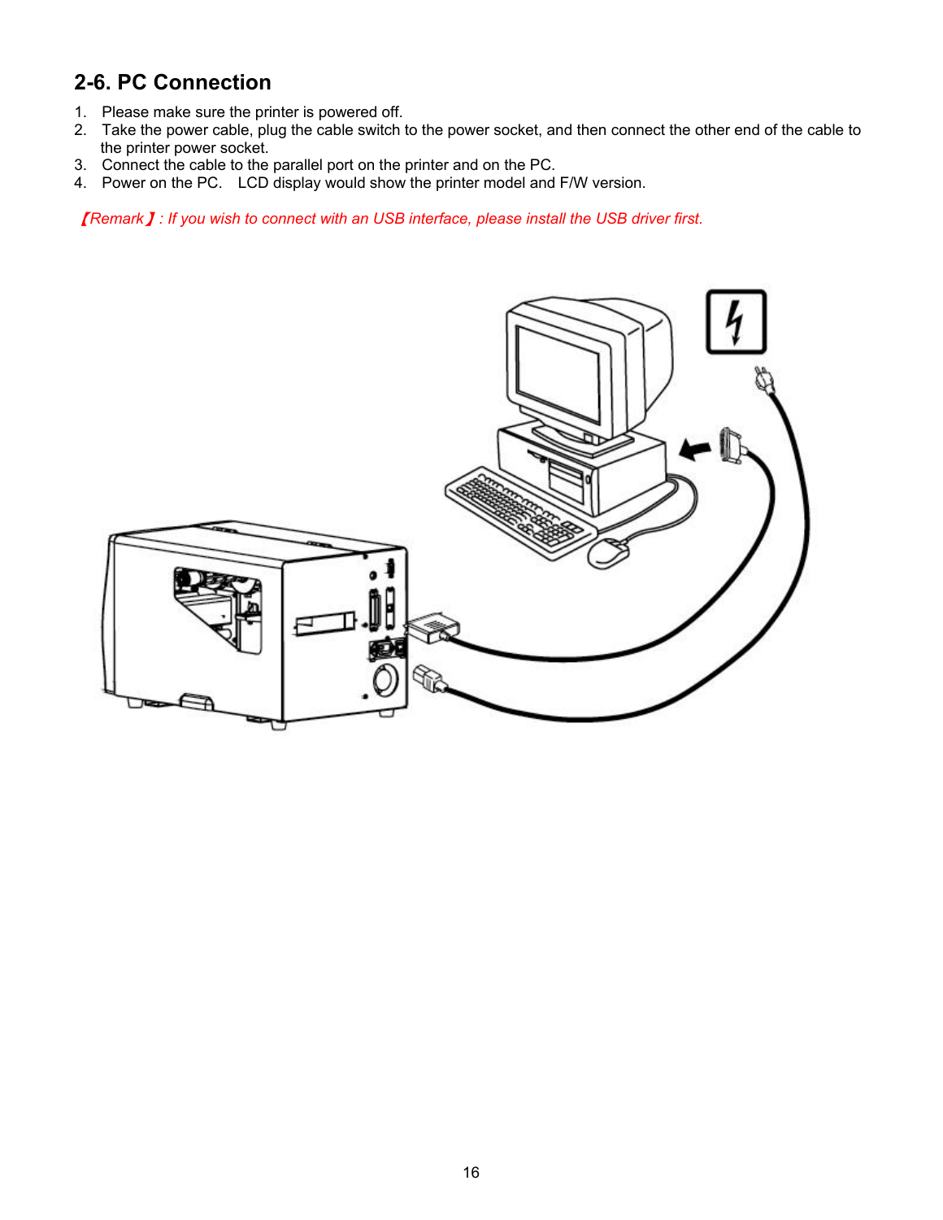## 2-6. PC Connection

1. Please make sure the printer is powered off.
2. Take the power cable, plug the cable switch to the power socket, and then connect the other end of the cable to the printer power socket.
3. Connect the cable to the parallel port on the printer and on the PC.
4. Power on the PC. LCD display would show the printer model and F/W version.

*【Remark】: If you wish to connect with an USB interface, please install the USB driver first.*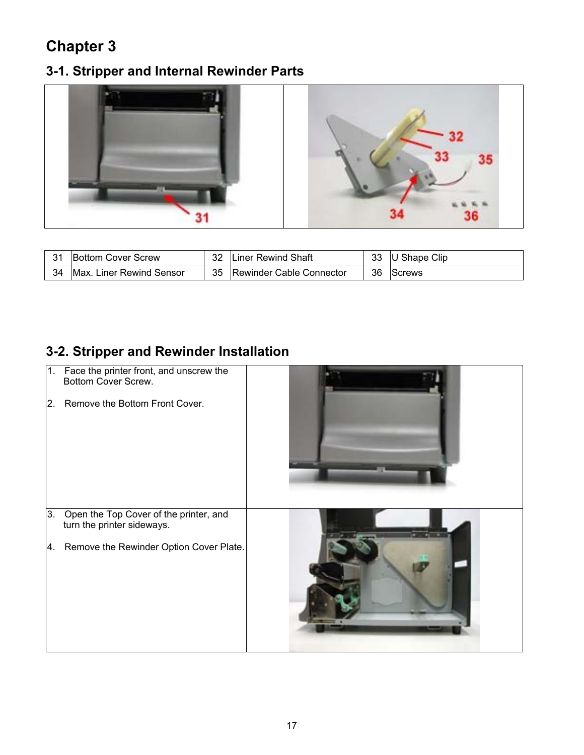# Chapter 3

## 3-1. Stripper and Internal Rewinder Parts

| 31 | Bottom Cover Screw | 32 | Liner Rewind Shaft | 33 | U Shape Clip |
|---|---|---|---|---|---|
| 34 | Max. Liner Rewind Sensor | 35 | Rewinder Cable Connector | 36 | Screws |

## 3-2. Stripper and Rewinder Installation

1. Face the printer front, and unscrew the Bottom Cover Screw.

2. Remove the Bottom Front Cover.

3. Open the Top Cover of the printer, and turn the printer sideways.

4. Remove the Rewinder Option Cover Plate.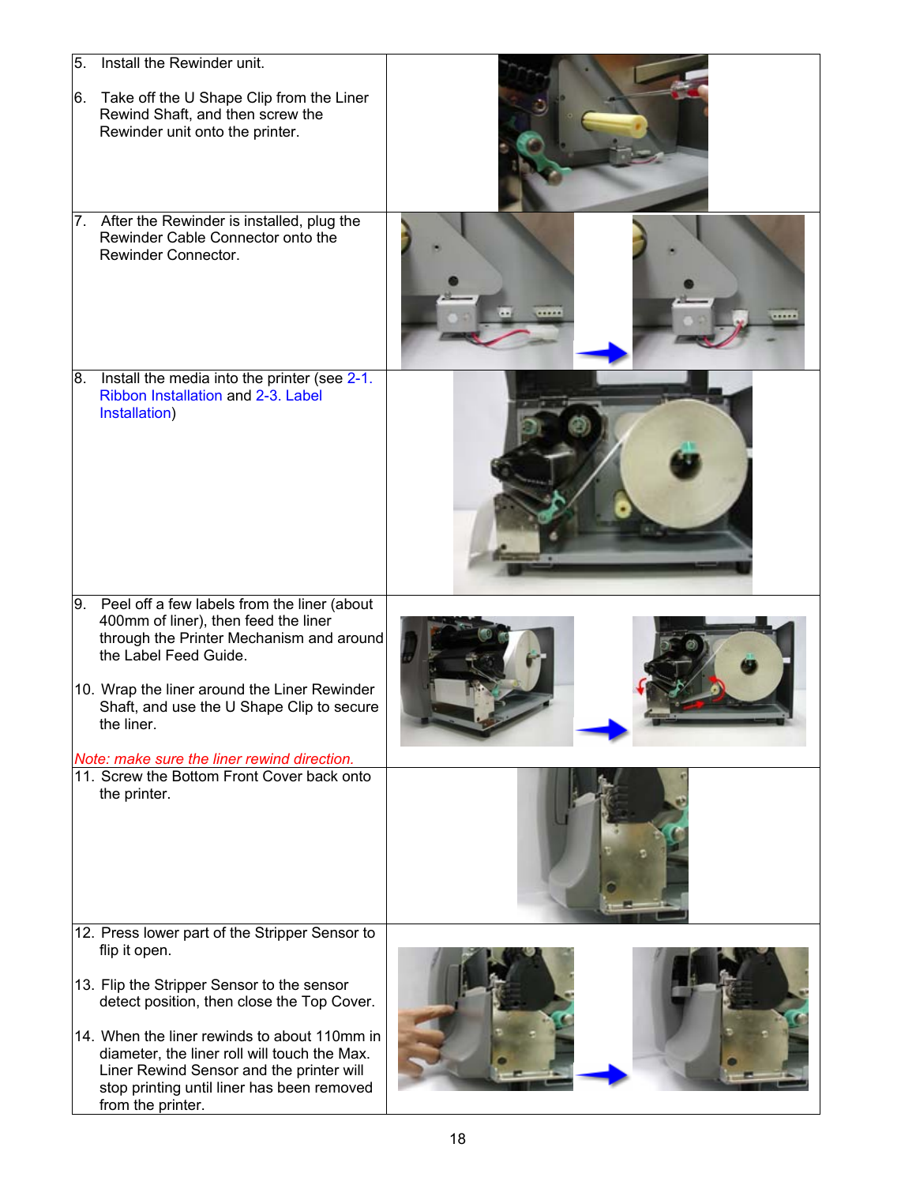| | |
|---|---|
| 5. Install the Rewinder unit.<br><br>6. Take off the U Shape Clip from the Liner Rewind Shaft, and then screw the Rewinder unit onto the printer. | |
| 7. After the Rewinder is installed, plug the Rewinder Cable Connector onto the Rewinder Connector. | |
| 8. Install the media into the printer (see 2-1. Ribbon Installation and 2-3. Label Installation) | |
| 9. Peel off a few labels from the liner (about 400mm of liner), then feed the liner through the Printer Mechanism and around the Label Feed Guide.<br><br>10. Wrap the liner around the Liner Rewinder Shaft, and use the U Shape Clip to secure the liner.<br><br>*Note: make sure the liner rewind direction.* | |
| 11. Screw the Bottom Front Cover back onto the printer. | |
| 12. Press lower part of the Stripper Sensor to flip it open.<br><br>13. Flip the Stripper Sensor to the sensor detect position, then close the Top Cover.<br><br>14. When the liner rewinds to about 110mm in diameter, the liner roll will touch the Max. Liner Rewind Sensor and the printer will stop printing until liner has been removed from the printer. | |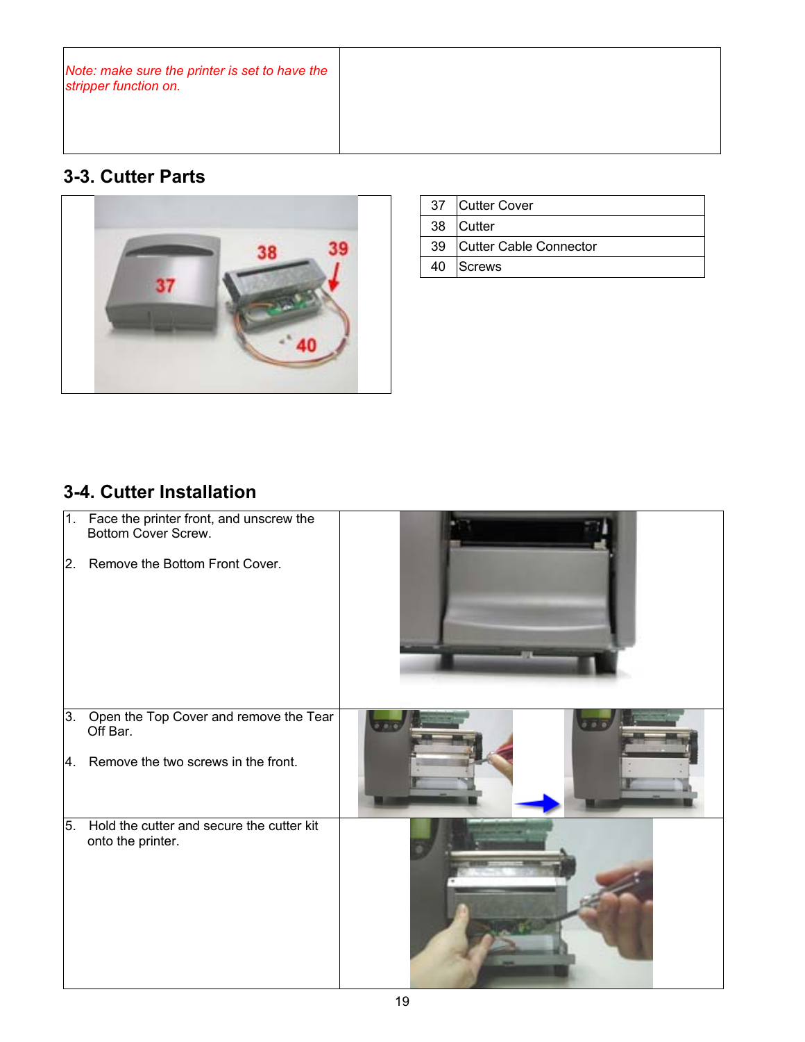| *Note: make sure the printer is set to have the stripper function on.* | |
|---|---|

## 3-3. Cutter Parts

| 37 | Cutter Cover |
|---|---|
| 38 | Cutter |
| 39 | Cutter Cable Connector |
| 40 | Screws |

## 3-4. Cutter Installation

| Step | |
|---|---|
| 1. Face the printer front, and unscrew the Bottom Cover Screw.<br><br>2. Remove the Bottom Front Cover. | |
| 3. Open the Top Cover and remove the Tear Off Bar.<br><br>4. Remove the two screws in the front. | |
| 5. Hold the cutter and secure the cutter kit onto the printer. | |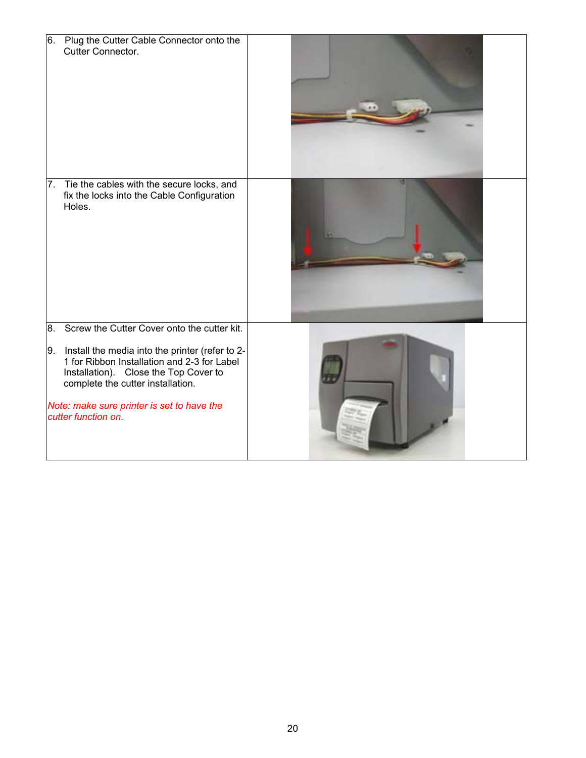| | |
|---|---|
| 6. Plug the Cutter Cable Connector onto the Cutter Connector. | |
| 7. Tie the cables with the secure locks, and fix the locks into the Cable Configuration Holes. | |
| 8. Screw the Cutter Cover onto the cutter kit.<br><br>9. Install the media into the printer (refer to 2-1 for Ribbon Installation and 2-3 for Label Installation). Close the Top Cover to complete the cutter installation.<br><br>*Note: make sure printer is set to have the cutter function on.* | |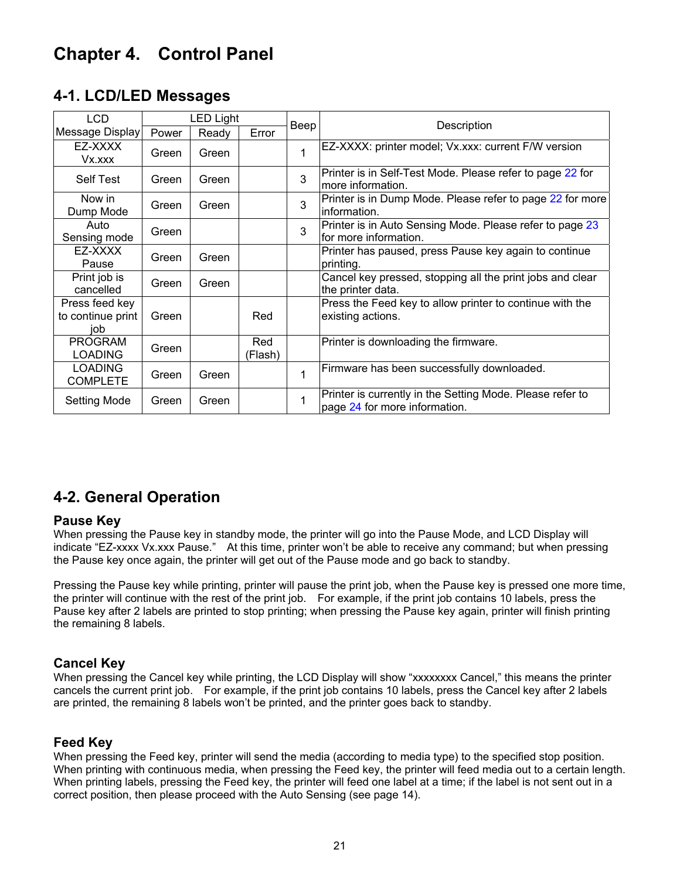# Chapter 4. Control Panel

## 4-1. LCD/LED Messages

| LCD Message Display | LED Light | | | Beep | Description |
|---|---|---|---|---|---|
| | Power | Ready | Error | | |
| EZ-XXXX Vx.xxx | Green | Green | | 1 | EZ-XXXX: printer model; Vx.xxx: current F/W version |
| Self Test | Green | Green | | 3 | Printer is in Self-Test Mode. Please refer to page 22 for more information. |
| Now in Dump Mode | Green | Green | | 3 | Printer is in Dump Mode. Please refer to page 22 for more information. |
| Auto Sensing mode | Green | | | 3 | Printer is in Auto Sensing Mode. Please refer to page 23 for more information. |
| EZ-XXXX Pause | Green | Green | | | Printer has paused, press Pause key again to continue printing. |
| Print job is cancelled | Green | Green | | | Cancel key pressed, stopping all the print jobs and clear the printer data. |
| Press feed key to continue print job | Green | | Red | | Press the Feed key to allow printer to continue with the existing actions. |
| PROGRAM LOADING | Green | | Red (Flash) | | Printer is downloading the firmware. |
| LOADING COMPLETE | Green | Green | | 1 | Firmware has been successfully downloaded. |
| Setting Mode | Green | Green | | 1 | Printer is currently in the Setting Mode. Please refer to page 24 for more information. |

## 4-2. General Operation

### Pause Key

When pressing the Pause key in standby mode, the printer will go into the Pause Mode, and LCD Display will indicate "EZ-xxxx Vx.xxx Pause." At this time, printer won't be able to receive any command; but when pressing the Pause key once again, the printer will get out of the Pause mode and go back to standby.

Pressing the Pause key while printing, printer will pause the print job, when the Pause key is pressed one more time, the printer will continue with the rest of the print job. For example, if the print job contains 10 labels, press the Pause key after 2 labels are printed to stop printing; when pressing the Pause key again, printer will finish printing the remaining 8 labels.

### Cancel Key

When pressing the Cancel key while printing, the LCD Display will show "xxxxxxxx Cancel," this means the printer cancels the current print job. For example, if the print job contains 10 labels, press the Cancel key after 2 labels are printed, the remaining 8 labels won't be printed, and the printer goes back to standby.

### Feed Key

When pressing the Feed key, printer will send the media (according to media type) to the specified stop position. When printing with continuous media, when pressing the Feed key, the printer will feed media out to a certain length. When printing labels, pressing the Feed key, the printer will feed one label at a time; if the label is not sent out in a correct position, then please proceed with the Auto Sensing (see page 14).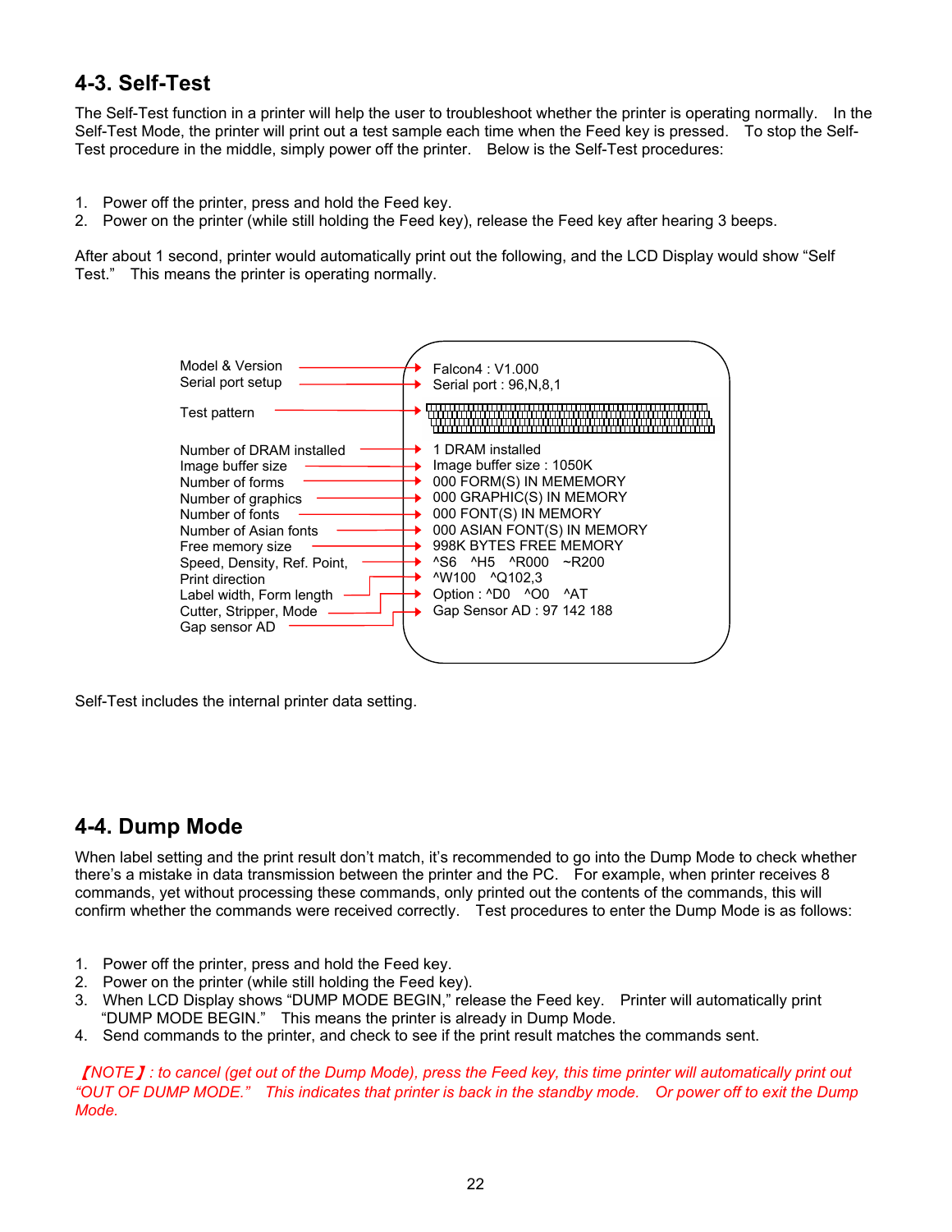## 4-3. Self-Test

The Self-Test function in a printer will help the user to troubleshoot whether the printer is operating normally. In the Self-Test Mode, the printer will print out a test sample each time when the Feed key is pressed. To stop the Self-Test procedure in the middle, simply power off the printer. Below is the Self-Test procedures:

1. Power off the printer, press and hold the Feed key.
2. Power on the printer (while still holding the Feed key), release the Feed key after hearing 3 beeps.

After about 1 second, printer would automatically print out the following, and the LCD Display would show "Self Test." This means the printer is operating normally.

| Item | Printout |
|---|---|
| Model & Version | Falcon4 : V1.000 |
| Serial port setup | Serial port : 96,N,8,1 |
| Test pattern | (test pattern) |
| Number of DRAM installed | 1 DRAM installed |
| Image buffer size | Image buffer size : 1050K |
| Number of forms | 000 FORM(S) IN MEMEMORY |
| Number of graphics | 000 GRAPHIC(S) IN MEMORY |
| Number of fonts | 000 FONT(S) IN MEMORY |
| Number of Asian fonts | 000 ASIAN FONT(S) IN MEMORY |
| Free memory size | 998K BYTES FREE MEMORY |
| Speed, Density, Ref. Point, | ^S6 ^H5 ^R000 ~R200 |
| Print direction | |
| Label width, Form length | ^W100 ^Q102,3 |
| Cutter, Stripper, Mode | Option : ^D0 ^O0 ^AT |
| Gap sensor AD | Gap Sensor AD : 97 142 188 |

Self-Test includes the internal printer data setting.

## 4-4. Dump Mode

When label setting and the print result don't match, it's recommended to go into the Dump Mode to check whether there's a mistake in data transmission between the printer and the PC. For example, when printer receives 8 commands, yet without processing these commands, only printed out the contents of the commands, this will confirm whether the commands were received correctly. Test procedures to enter the Dump Mode is as follows:

1. Power off the printer, press and hold the Feed key.
2. Power on the printer (while still holding the Feed key).
3. When LCD Display shows "DUMP MODE BEGIN," release the Feed key. Printer will automatically print "DUMP MODE BEGIN." This means the printer is already in Dump Mode.
4. Send commands to the printer, and check to see if the print result matches the commands sent.

*【NOTE】: to cancel (get out of the Dump Mode), press the Feed key, this time printer will automatically print out "OUT OF DUMP MODE." This indicates that printer is back in the standby mode. Or power off to exit the Dump Mode.*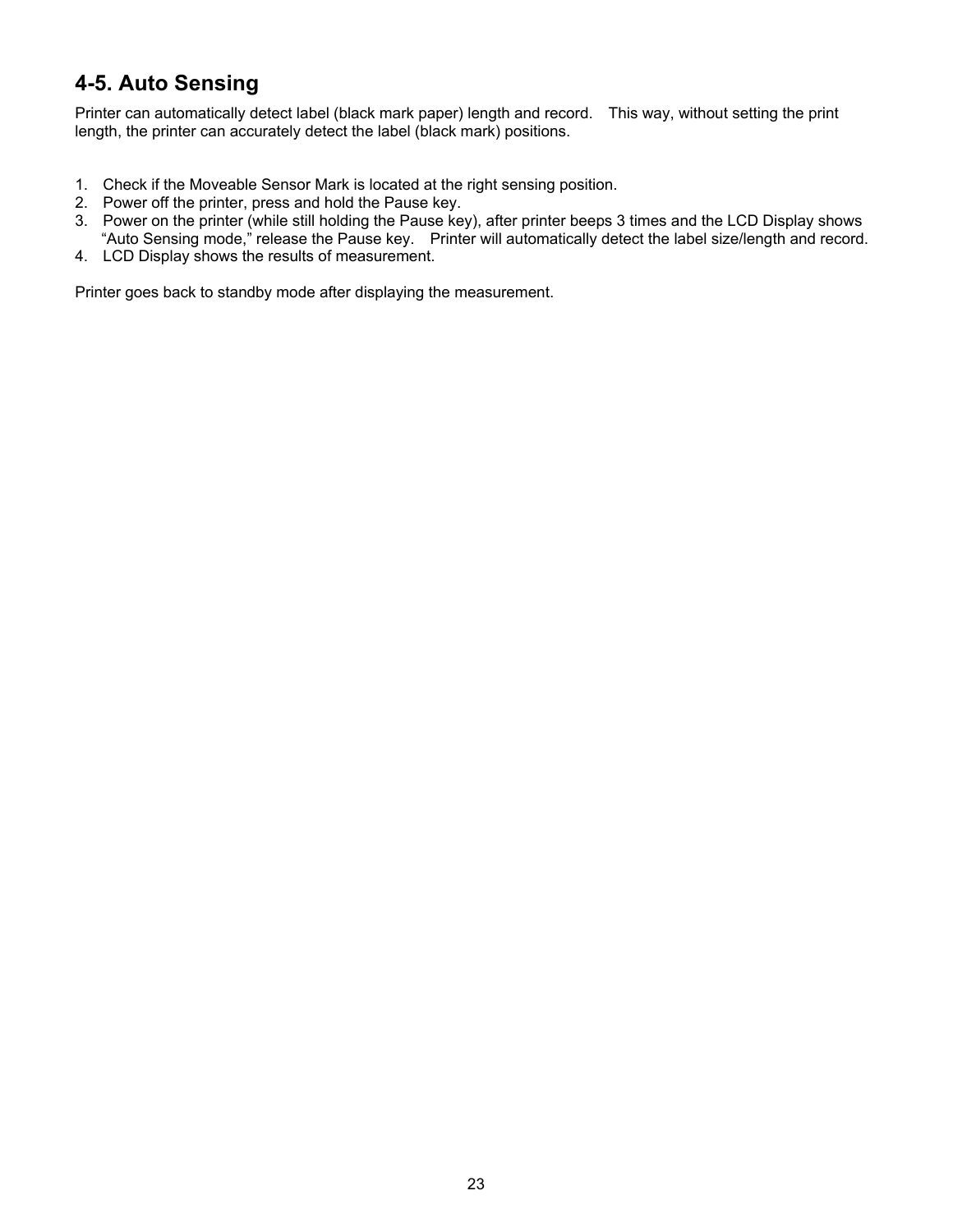## 4-5. Auto Sensing

Printer can automatically detect label (black mark paper) length and record. This way, without setting the print length, the printer can accurately detect the label (black mark) positions.

1. Check if the Moveable Sensor Mark is located at the right sensing position.
2. Power off the printer, press and hold the Pause key.
3. Power on the printer (while still holding the Pause key), after printer beeps 3 times and the LCD Display shows "Auto Sensing mode," release the Pause key. Printer will automatically detect the label size/length and record.
4. LCD Display shows the results of measurement.

Printer goes back to standby mode after displaying the measurement.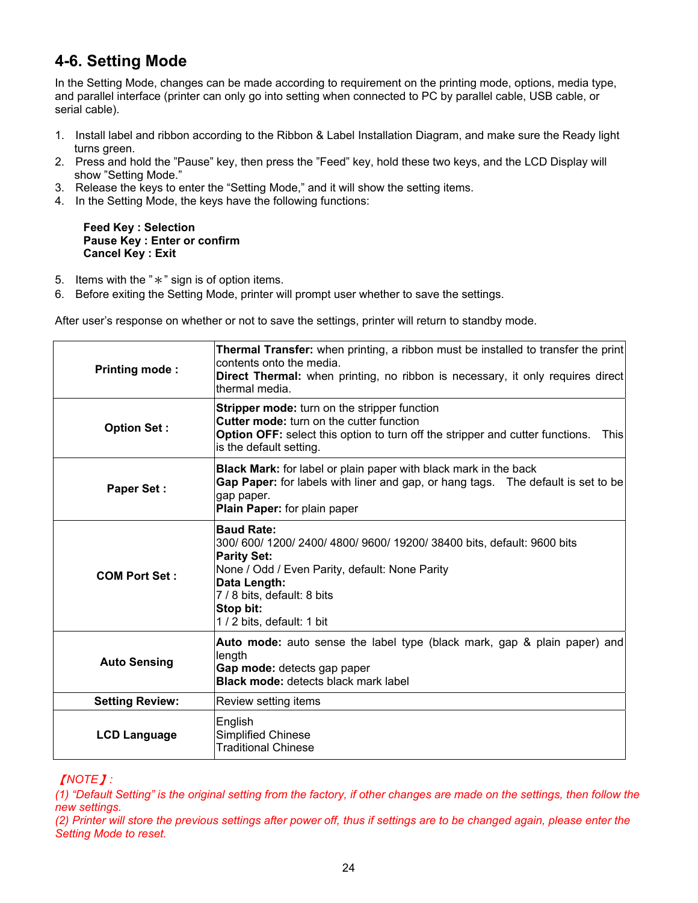## 4-6. Setting Mode

In the Setting Mode, changes can be made according to requirement on the printing mode, options, media type, and parallel interface (printer can only go into setting when connected to PC by parallel cable, USB cable, or serial cable).

1. Install label and ribbon according to the Ribbon & Label Installation Diagram, and make sure the Ready light turns green.
2. Press and hold the "Pause" key, then press the "Feed" key, hold these two keys, and the LCD Display will show "Setting Mode."
3. Release the keys to enter the "Setting Mode," and it will show the setting items.
4. In the Setting Mode, the keys have the following functions:

   **Feed Key : Selection**
   **Pause Key : Enter or confirm**
   **Cancel Key : Exit**

5. Items with the "∗" sign is of option items.
6. Before exiting the Setting Mode, printer will prompt user whether to save the settings.

After user's response on whether or not to save the settings, printer will return to standby mode.

| | |
|---|---|
| **Printing mode :** | **Thermal Transfer:** when printing, a ribbon must be installed to transfer the print contents onto the media.<br>**Direct Thermal:** when printing, no ribbon is necessary, it only requires direct thermal media. |
| **Option Set :** | **Stripper mode:** turn on the stripper function<br>**Cutter mode:** turn on the cutter function<br>**Option OFF:** select this option to turn off the stripper and cutter functions. This is the default setting. |
| **Paper Set :** | **Black Mark:** for label or plain paper with black mark in the back<br>**Gap Paper:** for labels with liner and gap, or hang tags. The default is set to be gap paper.<br>**Plain Paper:** for plain paper |
| **COM Port Set :** | **Baud Rate:**<br>300/ 600/ 1200/ 2400/ 4800/ 9600/ 19200/ 38400 bits, default: 9600 bits<br>**Parity Set:**<br>None / Odd / Even Parity, default: None Parity<br>**Data Length:**<br>7 / 8 bits, default: 8 bits<br>**Stop bit:**<br>1 / 2 bits, default: 1 bit |
| **Auto Sensing** | **Auto mode:** auto sense the label type (black mark, gap & plain paper) and length<br>**Gap mode:** detects gap paper<br>**Black mode:** detects black mark label |
| **Setting Review:** | Review setting items |
| **LCD Language** | English<br>Simplified Chinese<br>Traditional Chinese |

*【NOTE】:*
*(1) "Default Setting" is the original setting from the factory, if other changes are made on the settings, then follow the new settings.*
*(2) Printer will store the previous settings after power off, thus if settings are to be changed again, please enter the Setting Mode to reset.*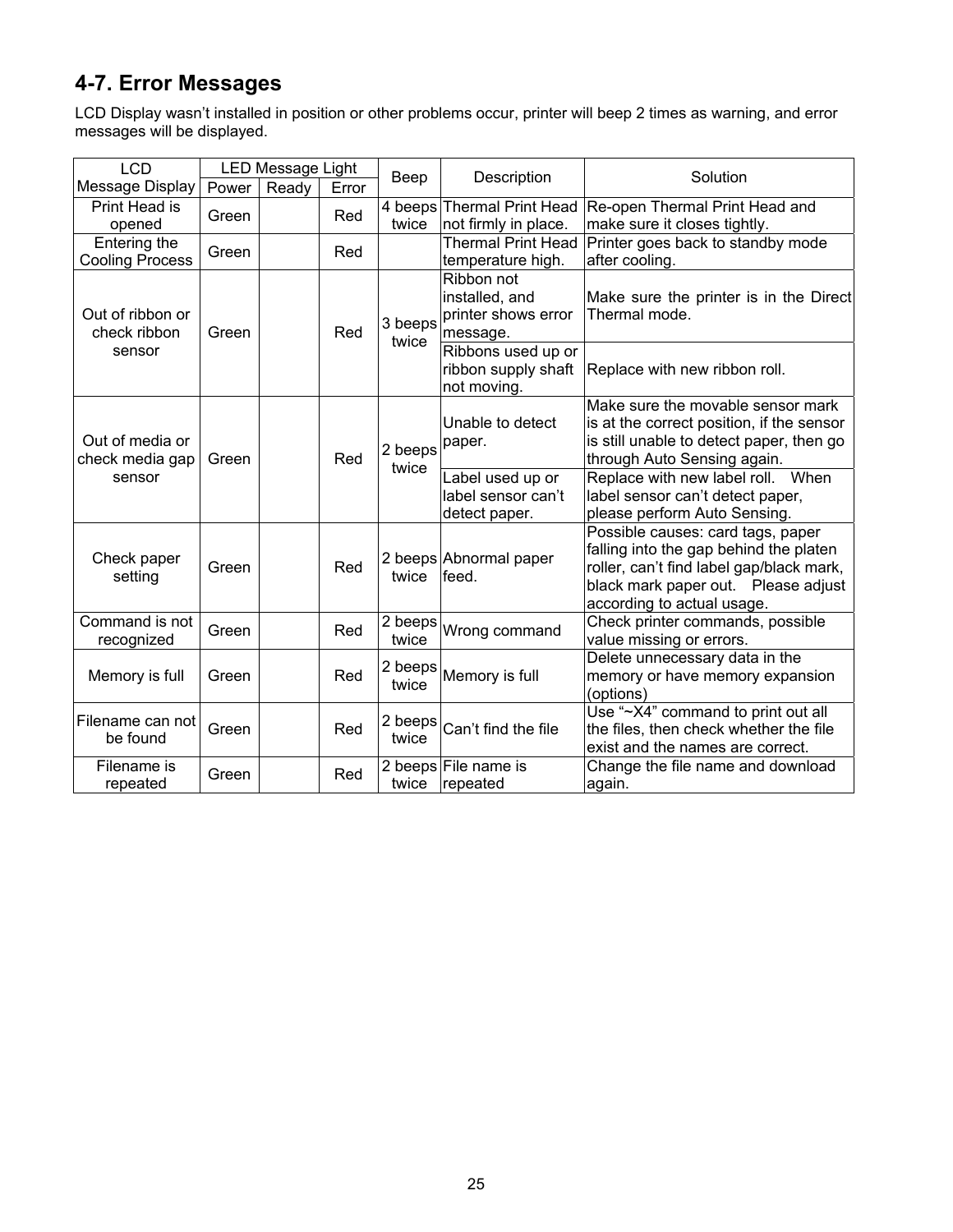## 4-7. Error Messages

LCD Display wasn't installed in position or other problems occur, printer will beep 2 times as warning, and error messages will be displayed.

| LCD Message Display | LED Message Light | | | Beep | Description | Solution |
|---|---|---|---|---|---|---|
| | Power | Ready | Error | | | |
| Print Head is opened | Green | | Red | 4 beeps twice | Thermal Print Head not firmly in place. | Re-open Thermal Print Head and make sure it closes tightly. |
| Entering the Cooling Process | Green | | Red | | Thermal Print Head temperature high. | Printer goes back to standby mode after cooling. |
| Out of ribbon or check ribbon sensor | Green | | Red | 3 beeps twice | Ribbon not installed, and printer shows error message. | Make sure the printer is in the Direct Thermal mode. |
| | | | | | Ribbons used up or ribbon supply shaft not moving. | Replace with new ribbon roll. |
| Out of media or check media gap sensor | Green | | Red | 2 beeps twice | Unable to detect paper. | Make sure the movable sensor mark is at the correct position, if the sensor is still unable to detect paper, then go through Auto Sensing again. |
| | | | | | Label used up or label sensor can't detect paper. | Replace with new label roll. When label sensor can't detect paper, please perform Auto Sensing. |
| Check paper setting | Green | | Red | 2 beeps twice | Abnormal paper feed. | Possible causes: card tags, paper falling into the gap behind the platen roller, can't find label gap/black mark, black mark paper out. Please adjust according to actual usage. |
| Command is not recognized | Green | | Red | 2 beeps twice | Wrong command | Check printer commands, possible value missing or errors. |
| Memory is full | Green | | Red | 2 beeps twice | Memory is full | Delete unnecessary data in the memory or have memory expansion (options) |
| Filename can not be found | Green | | Red | 2 beeps twice | Can't find the file | Use "~X4" command to print out all the files, then check whether the file exist and the names are correct. |
| Filename is repeated | Green | | Red | 2 beeps twice | File name is repeated | Change the file name and download again. |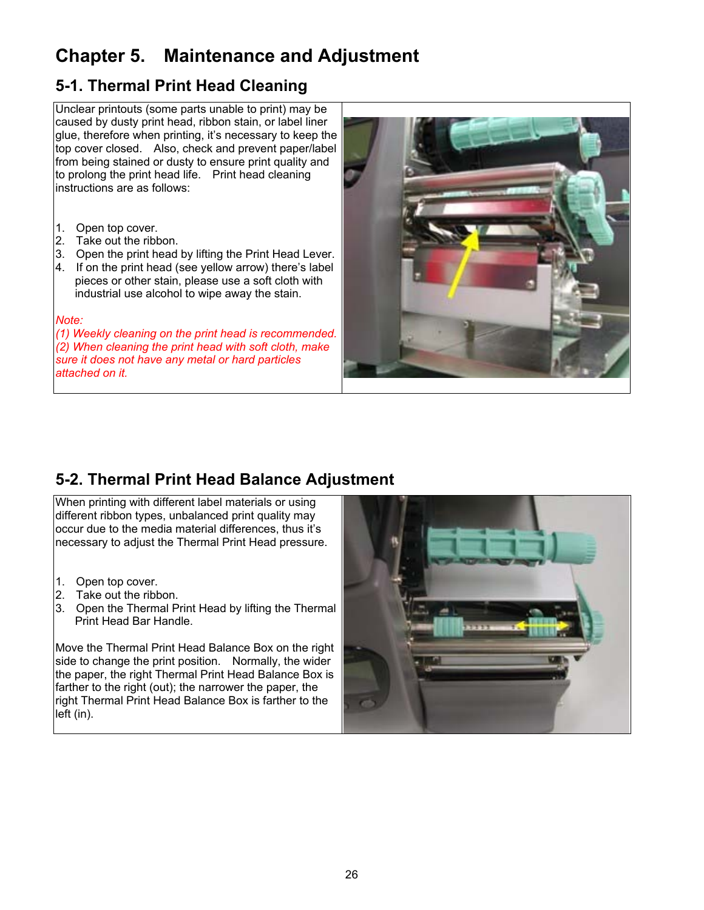# Chapter 5. Maintenance and Adjustment

## 5-1. Thermal Print Head Cleaning

Unclear printouts (some parts unable to print) may be caused by dusty print head, ribbon stain, or label liner glue, therefore when printing, it's necessary to keep the top cover closed. Also, check and prevent paper/label from being stained or dusty to ensure print quality and to prolong the print head life. Print head cleaning instructions are as follows:

1. Open top cover.
2. Take out the ribbon.
3. Open the print head by lifting the Print Head Lever.
4. If on the print head (see yellow arrow) there's label pieces or other stain, please use a soft cloth with industrial use alcohol to wipe away the stain.

*Note:*
*(1) Weekly cleaning on the print head is recommended.*
*(2) When cleaning the print head with soft cloth, make sure it does not have any metal or hard particles attached on it.*

## 5-2. Thermal Print Head Balance Adjustment

When printing with different label materials or using different ribbon types, unbalanced print quality may occur due to the media material differences, thus it's necessary to adjust the Thermal Print Head pressure.

1. Open top cover.
2. Take out the ribbon.
3. Open the Thermal Print Head by lifting the Thermal Print Head Bar Handle.

Move the Thermal Print Head Balance Box on the right side to change the print position. Normally, the wider the paper, the right Thermal Print Head Balance Box is farther to the right (out); the narrower the paper, the right Thermal Print Head Balance Box is farther to the left (in).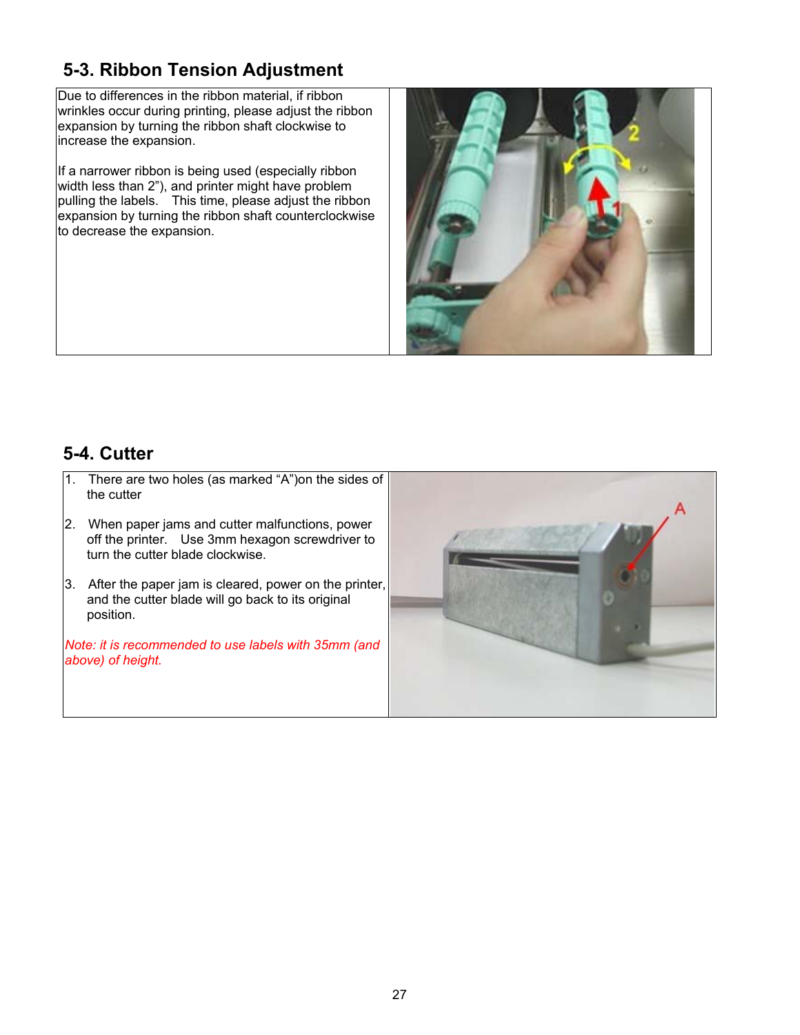## 5-3. Ribbon Tension Adjustment

Due to differences in the ribbon material, if ribbon wrinkles occur during printing, please adjust the ribbon expansion by turning the ribbon shaft clockwise to increase the expansion.

If a narrower ribbon is being used (especially ribbon width less than 2"), and printer might have problem pulling the labels. This time, please adjust the ribbon expansion by turning the ribbon shaft counterclockwise to decrease the expansion.

## 5-4. Cutter

1. There are two holes (as marked "A")on the sides of the cutter
2. When paper jams and cutter malfunctions, power off the printer. Use 3mm hexagon screwdriver to turn the cutter blade clockwise.
3. After the paper jam is cleared, power on the printer, and the cutter blade will go back to its original position.

*Note: it is recommended to use labels with 35mm (and above) of height.*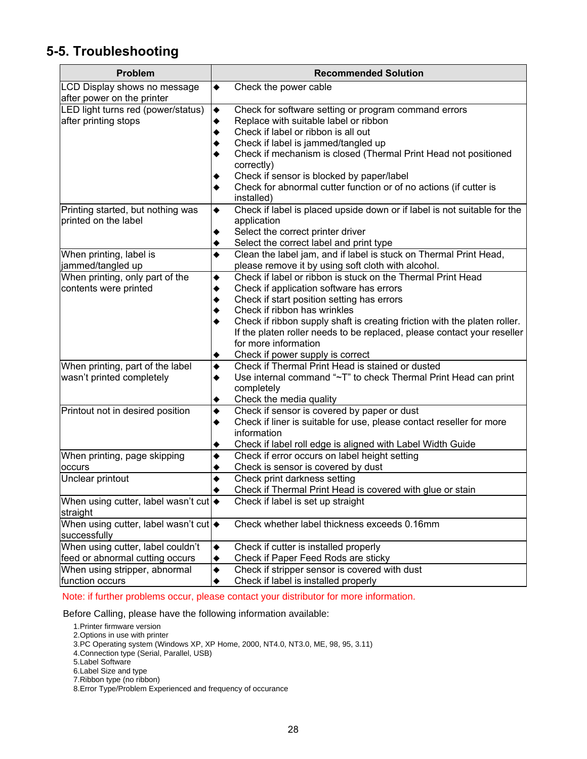## 5-5. Troubleshooting

| Problem | Recommended Solution |
|---|---|
| LCD Display shows no message after power on the printer | ◆ Check the power cable |
| LED light turns red (power/status) after printing stops | ◆ Check for software setting or program command errors<br>◆ Replace with suitable label or ribbon<br>◆ Check if label or ribbon is all out<br>◆ Check if label is jammed/tangled up<br>◆ Check if mechanism is closed (Thermal Print Head not positioned correctly)<br>◆ Check if sensor is blocked by paper/label<br>◆ Check for abnormal cutter function or of no actions (if cutter is installed) |
| Printing started, but nothing was printed on the label | ◆ Check if label is placed upside down or if label is not suitable for the application<br>◆ Select the correct printer driver<br>◆ Select the correct label and print type |
| When printing, label is jammed/tangled up | ◆ Clean the label jam, and if label is stuck on Thermal Print Head, please remove it by using soft cloth with alcohol. |
| When printing, only part of the contents were printed | ◆ Check if label or ribbon is stuck on the Thermal Print Head<br>◆ Check if application software has errors<br>◆ Check if start position setting has errors<br>◆ Check if ribbon has wrinkles<br>◆ Check if ribbon supply shaft is creating friction with the platen roller. If the platen roller needs to be replaced, please contact your reseller for more information<br>◆ Check if power supply is correct |
| When printing, part of the label wasn't printed completely | ◆ Check if Thermal Print Head is stained or dusted<br>◆ Use internal command "~T" to check Thermal Print Head can print completely<br>◆ Check the media quality |
| Printout not in desired position | ◆ Check if sensor is covered by paper or dust<br>◆ Check if liner is suitable for use, please contact reseller for more information<br>◆ Check if label roll edge is aligned with Label Width Guide |
| When printing, page skipping occurs | ◆ Check if error occurs on label height setting<br>◆ Check is sensor is covered by dust |
| Unclear printout | ◆ Check print darkness setting<br>◆ Check if Thermal Print Head is covered with glue or stain |
| When using cutter, label wasn't cut straight | ◆ Check if label is set up straight |
| When using cutter, label wasn't cut successfully | ◆ Check whether label thickness exceeds 0.16mm |
| When using cutter, label couldn't feed or abnormal cutting occurs | ◆ Check if cutter is installed properly<br>◆ Check if Paper Feed Rods are sticky |
| When using stripper, abnormal function occurs | ◆ Check if stripper sensor is covered with dust<br>◆ Check if label is installed properly |

Note: if further problems occur, please contact your distributor for more information.

Before Calling, please have the following information available:

1.Printer firmware version
2.Options in use with printer
3.PC Operating system (Windows XP, XP Home, 2000, NT4.0, NT3.0, ME, 98, 95, 3.11)
4.Connection type (Serial, Parallel, USB)
5.Label Software
6.Label Size and type
7.Ribbon type (no ribbon)
8.Error Type/Problem Experienced and frequency of occurance